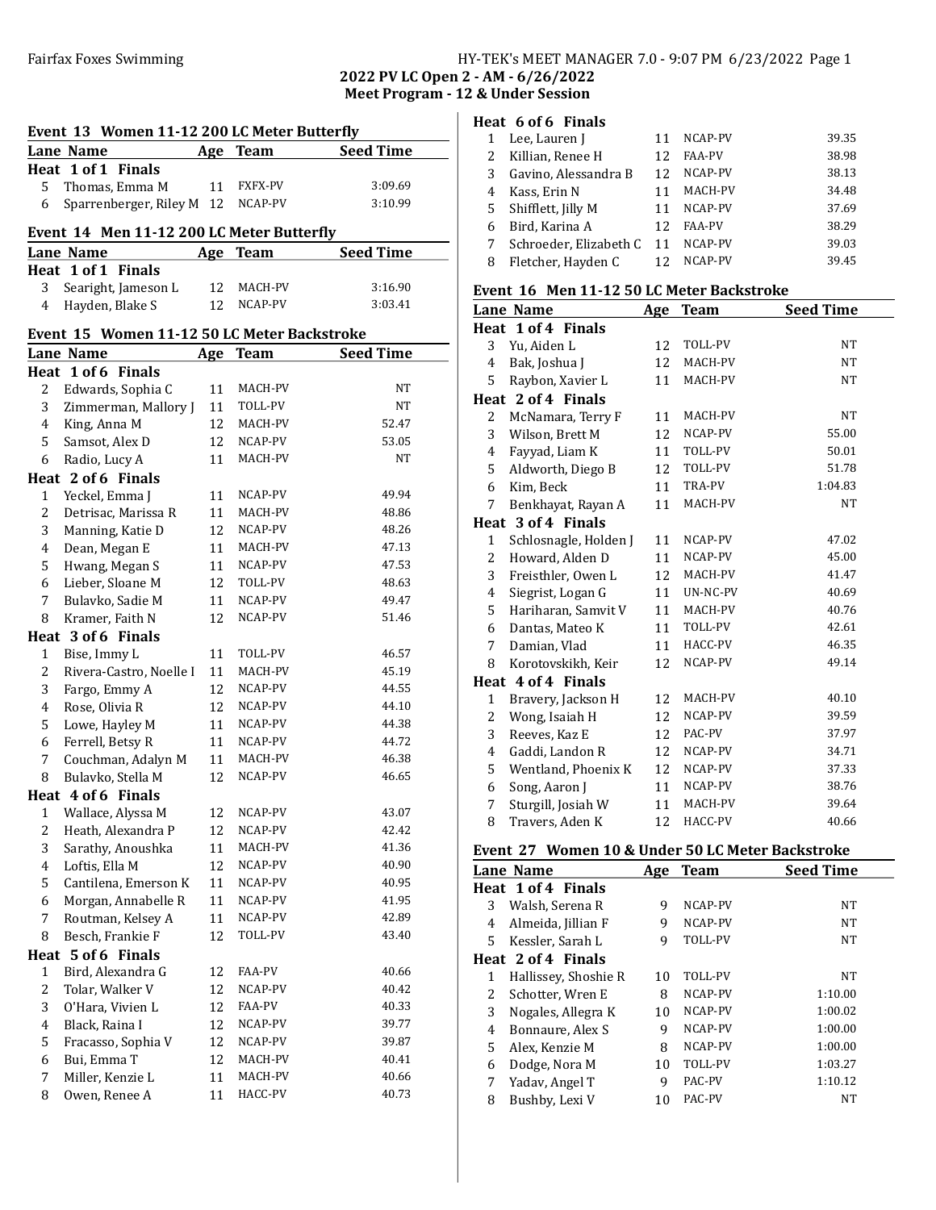Fairfax Foxes Swimming

HY-TEK's MEET MANAGER 7.0 - 9:07 PM 6/23/2022

# 2022 PV LC Open 2 - AM - 6/26/2022

## Meet Program - 12 & Under Session

### Event 13 Women 11-12 200 LC Meter Butterfly

| Lane | Name | Age | Team | Seed Time |
|---|---|---|---|---|
| **Heat 1 of 1 Finals** | | | | |
| 5 | Thomas, Emma M | 11 | FXFX-PV | 3:09.69 |
| 6 | Sparrenberger, Riley M | 12 | NCAP-PV | 3:10.99 |

### Event 14 Men 11-12 200 LC Meter Butterfly

| Lane | Name | Age | Team | Seed Time |
|---|---|---|---|---|
| **Heat 1 of 1 Finals** | | | | |
| 3 | Searight, Jameson L | 12 | MACH-PV | 3:16.90 |
| 4 | Hayden, Blake S | 12 | NCAP-PV | 3:03.41 |

### Event 15 Women 11-12 50 LC Meter Backstroke

| Lane | Name | Age | Team | Seed Time |
|---|---|---|---|---|
| **Heat 1 of 6 Finals** | | | | |
| 2 | Edwards, Sophia C | 11 | MACH-PV | NT |
| 3 | Zimmerman, Mallory J | 11 | TOLL-PV | NT |
| 4 | King, Anna M | 12 | MACH-PV | 52.47 |
| 5 | Samsot, Alex D | 12 | NCAP-PV | 53.05 |
| 6 | Radio, Lucy A | 11 | MACH-PV | NT |
| **Heat 2 of 6 Finals** | | | | |
| 1 | Yeckel, Emma J | 11 | NCAP-PV | 49.94 |
| 2 | Detrisac, Marissa R | 11 | MACH-PV | 48.86 |
| 3 | Manning, Katie D | 12 | NCAP-PV | 48.26 |
| 4 | Dean, Megan E | 11 | MACH-PV | 47.13 |
| 5 | Hwang, Megan S | 11 | NCAP-PV | 47.53 |
| 6 | Lieber, Sloane M | 12 | TOLL-PV | 48.63 |
| 7 | Bulavko, Sadie M | 11 | NCAP-PV | 49.47 |
| 8 | Kramer, Faith N | 12 | NCAP-PV | 51.46 |
| **Heat 3 of 6 Finals** | | | | |
| 1 | Bise, Immy L | 11 | TOLL-PV | 46.57 |
| 2 | Rivera-Castro, Noelle I | 11 | MACH-PV | 45.19 |
| 3 | Fargo, Emmy A | 12 | NCAP-PV | 44.55 |
| 4 | Rose, Olivia R | 12 | NCAP-PV | 44.10 |
| 5 | Lowe, Hayley M | 11 | NCAP-PV | 44.38 |
| 6 | Ferrell, Betsy R | 11 | NCAP-PV | 44.72 |
| 7 | Couchman, Adalyn M | 11 | MACH-PV | 46.38 |
| 8 | Bulavko, Stella M | 12 | NCAP-PV | 46.65 |
| **Heat 4 of 6 Finals** | | | | |
| 1 | Wallace, Alyssa M | 12 | NCAP-PV | 43.07 |
| 2 | Heath, Alexandra P | 12 | NCAP-PV | 42.42 |
| 3 | Sarathy, Anoushka | 11 | MACH-PV | 41.36 |
| 4 | Loftis, Ella M | 12 | NCAP-PV | 40.90 |
| 5 | Cantilena, Emerson K | 11 | NCAP-PV | 40.95 |
| 6 | Morgan, Annabelle R | 11 | NCAP-PV | 41.95 |
| 7 | Routman, Kelsey A | 11 | NCAP-PV | 42.89 |
| 8 | Besch, Frankie F | 12 | TOLL-PV | 43.40 |
| **Heat 5 of 6 Finals** | | | | |
| 1 | Bird, Alexandra G | 12 | FAA-PV | 40.66 |
| 2 | Tolar, Walker V | 12 | NCAP-PV | 40.42 |
| 3 | O'Hara, Vivien L | 12 | FAA-PV | 40.33 |
| 4 | Black, Raina I | 12 | NCAP-PV | 39.77 |
| 5 | Fracasso, Sophia V | 12 | NCAP-PV | 39.87 |
| 6 | Bui, Emma T | 12 | MACH-PV | 40.41 |
| 7 | Miller, Kenzie L | 11 | MACH-PV | 40.66 |
| 8 | Owen, Renee A | 11 | HACC-PV | 40.73 |
| **Heat 6 of 6 Finals** | | | | |
| 1 | Lee, Lauren J | 11 | NCAP-PV | 39.35 |
| 2 | Killian, Renee H | 12 | FAA-PV | 38.98 |
| 3 | Gavino, Alessandra B | 12 | NCAP-PV | 38.13 |
| 4 | Kass, Erin N | 11 | MACH-PV | 34.48 |
| 5 | Shifflett, Jilly M | 11 | NCAP-PV | 37.69 |
| 6 | Bird, Karina A | 12 | FAA-PV | 38.29 |
| 7 | Schroeder, Elizabeth C | 11 | NCAP-PV | 39.03 |
| 8 | Fletcher, Hayden C | 12 | NCAP-PV | 39.45 |

### Event 16 Men 11-12 50 LC Meter Backstroke

| Lane | Name | Age | Team | Seed Time |
|---|---|---|---|---|
| **Heat 1 of 4 Finals** | | | | |
| 3 | Yu, Aiden L | 12 | TOLL-PV | NT |
| 4 | Bak, Joshua J | 12 | MACH-PV | NT |
| 5 | Raybon, Xavier L | 11 | MACH-PV | NT |
| **Heat 2 of 4 Finals** | | | | |
| 2 | McNamara, Terry F | 11 | MACH-PV | NT |
| 3 | Wilson, Brett M | 12 | NCAP-PV | 55.00 |
| 4 | Fayyad, Liam K | 11 | TOLL-PV | 50.01 |
| 5 | Aldworth, Diego B | 12 | TOLL-PV | 51.78 |
| 6 | Kim, Beck | 11 | TRA-PV | 1:04.83 |
| 7 | Benkhayat, Rayan A | 11 | MACH-PV | NT |
| **Heat 3 of 4 Finals** | | | | |
| 1 | Schlosnagle, Holden J | 11 | NCAP-PV | 47.02 |
| 2 | Howard, Alden D | 11 | NCAP-PV | 45.00 |
| 3 | Freisthler, Owen L | 12 | MACH-PV | 41.47 |
| 4 | Siegrist, Logan G | 11 | UN-NC-PV | 40.69 |
| 5 | Hariharan, Samvit V | 11 | MACH-PV | 40.76 |
| 6 | Dantas, Mateo K | 11 | TOLL-PV | 42.61 |
| 7 | Damian, Vlad | 11 | HACC-PV | 46.35 |
| 8 | Korotovskikh, Keir | 12 | NCAP-PV | 49.14 |
| **Heat 4 of 4 Finals** | | | | |
| 1 | Bravery, Jackson H | 12 | MACH-PV | 40.10 |
| 2 | Wong, Isaiah H | 12 | NCAP-PV | 39.59 |
| 3 | Reeves, Kaz E | 12 | PAC-PV | 37.97 |
| 4 | Gaddi, Landon R | 12 | NCAP-PV | 34.71 |
| 5 | Wentland, Phoenix K | 12 | NCAP-PV | 37.33 |
| 6 | Song, Aaron J | 11 | NCAP-PV | 38.76 |
| 7 | Sturgill, Josiah W | 11 | MACH-PV | 39.64 |
| 8 | Travers, Aden K | 12 | HACC-PV | 40.66 |

### Event 27 Women 10 & Under 50 LC Meter Backstroke

| Lane | Name | Age | Team | Seed Time |
|---|---|---|---|---|
| **Heat 1 of 4 Finals** | | | | |
| 3 | Walsh, Serena R | 9 | NCAP-PV | NT |
| 4 | Almeida, Jillian F | 9 | NCAP-PV | NT |
| 5 | Kessler, Sarah L | 9 | TOLL-PV | NT |
| **Heat 2 of 4 Finals** | | | | |
| 1 | Hallissey, Shoshie R | 10 | TOLL-PV | NT |
| 2 | Schotter, Wren E | 8 | NCAP-PV | 1:10.00 |
| 3 | Nogales, Allegra K | 10 | NCAP-PV | 1:00.02 |
| 4 | Bonnaure, Alex S | 9 | NCAP-PV | 1:00.00 |
| 5 | Alex, Kenzie M | 8 | NCAP-PV | 1:00.00 |
| 6 | Dodge, Nora M | 10 | TOLL-PV | 1:03.27 |
| 7 | Yadav, Angel T | 9 | PAC-PV | 1:10.12 |
| 8 | Bushby, Lexi V | 10 | PAC-PV | NT |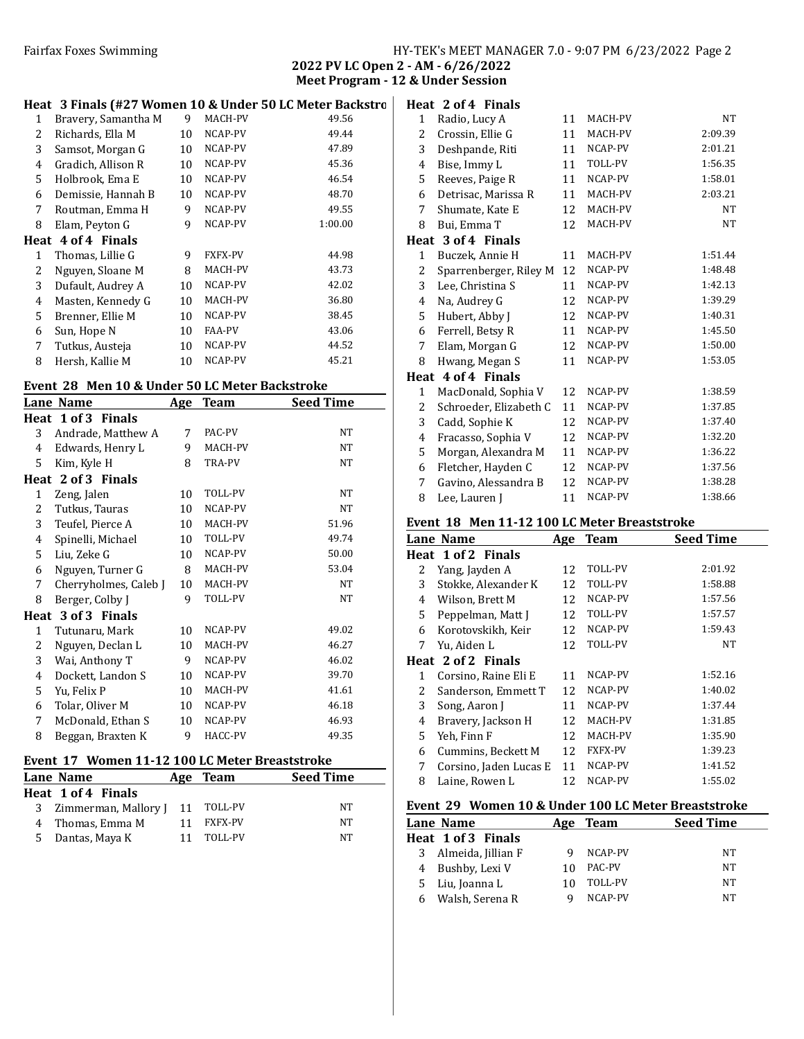**Heat 3 Finals (#27 Women 10 & Under 50 LC Meter Backstro**

| Lane | Name | Age | Team | Seed Time |
|---|---|---|---|---|
| 1 | Bravery, Samantha M | 9 | MACH-PV | 49.56 |
| 2 | Richards, Ella M | 10 | NCAP-PV | 49.44 |
| 3 | Samsot, Morgan G | 10 | NCAP-PV | 47.89 |
| 4 | Gradich, Allison R | 10 | NCAP-PV | 45.36 |
| 5 | Holbrook, Ema E | 10 | NCAP-PV | 46.54 |
| 6 | Demissie, Hannah B | 10 | NCAP-PV | 48.70 |
| 7 | Routman, Emma H | 9 | NCAP-PV | 49.55 |
| 8 | Elam, Peyton G | 9 | NCAP-PV | 1:00.00 |

**Heat 4 of 4 Finals**

| Lane | Name | Age | Team | Seed Time |
|---|---|---|---|---|
| 1 | Thomas, Lillie G | 9 | FXFX-PV | 44.98 |
| 2 | Nguyen, Sloane M | 8 | MACH-PV | 43.73 |
| 3 | Dufault, Audrey A | 10 | NCAP-PV | 42.02 |
| 4 | Masten, Kennedy G | 10 | MACH-PV | 36.80 |
| 5 | Brenner, Ellie M | 10 | NCAP-PV | 38.45 |
| 6 | Sun, Hope N | 10 | FAA-PV | 43.06 |
| 7 | Tutkus, Austeja | 10 | NCAP-PV | 44.52 |
| 8 | Hersh, Kallie M | 10 | NCAP-PV | 45.21 |

## Event 28 Men 10 & Under 50 LC Meter Backstroke

| Lane | Name | Age | Team | Seed Time |
|---|---|---|---|---|
| **Heat 1 of 3 Finals** | | | | |
| 3 | Andrade, Matthew A | 7 | PAC-PV | NT |
| 4 | Edwards, Henry L | 9 | MACH-PV | NT |
| 5 | Kim, Kyle H | 8 | TRA-PV | NT |
| **Heat 2 of 3 Finals** | | | | |
| 1 | Zeng, Jalen | 10 | TOLL-PV | NT |
| 2 | Tutkus, Tauras | 10 | NCAP-PV | NT |
| 3 | Teufel, Pierce A | 10 | MACH-PV | 51.96 |
| 4 | Spinelli, Michael | 10 | TOLL-PV | 49.74 |
| 5 | Liu, Zeke G | 10 | NCAP-PV | 50.00 |
| 6 | Nguyen, Turner G | 8 | MACH-PV | 53.04 |
| 7 | Cherryholmes, Caleb J | 10 | MACH-PV | NT |
| 8 | Berger, Colby J | 9 | TOLL-PV | NT |
| **Heat 3 of 3 Finals** | | | | |
| 1 | Tutunaru, Mark | 10 | NCAP-PV | 49.02 |
| 2 | Nguyen, Declan L | 10 | MACH-PV | 46.27 |
| 3 | Wai, Anthony T | 9 | NCAP-PV | 46.02 |
| 4 | Dockett, Landon S | 10 | NCAP-PV | 39.70 |
| 5 | Yu, Felix P | 10 | MACH-PV | 41.61 |
| 6 | Tolar, Oliver M | 10 | NCAP-PV | 46.18 |
| 7 | McDonald, Ethan S | 10 | NCAP-PV | 46.93 |
| 8 | Beggan, Braxten K | 9 | HACC-PV | 49.35 |

## Event 17 Women 11-12 100 LC Meter Breaststroke

| Lane | Name | Age | Team | Seed Time |
|---|---|---|---|---|
| **Heat 1 of 4 Finals** | | | | |
| 3 | Zimmerman, Mallory J | 11 | TOLL-PV | NT |
| 4 | Thomas, Emma M | 11 | FXFX-PV | NT |
| 5 | Dantas, Maya K | 11 | TOLL-PV | NT |
| **Heat 2 of 4 Finals** | | | | |
| 1 | Radio, Lucy A | 11 | MACH-PV | NT |
| 2 | Crossin, Ellie G | 11 | MACH-PV | 2:09.39 |
| 3 | Deshpande, Riti | 11 | NCAP-PV | 2:01.21 |
| 4 | Bise, Immy L | 11 | TOLL-PV | 1:56.35 |
| 5 | Reeves, Paige R | 11 | NCAP-PV | 1:58.01 |
| 6 | Detrisac, Marissa R | 11 | MACH-PV | 2:03.21 |
| 7 | Shumate, Kate E | 12 | MACH-PV | NT |
| 8 | Bui, Emma T | 12 | MACH-PV | NT |
| **Heat 3 of 4 Finals** | | | | |
| 1 | Buczek, Annie H | 11 | MACH-PV | 1:51.44 |
| 2 | Sparrenberger, Riley M | 12 | NCAP-PV | 1:48.48 |
| 3 | Lee, Christina S | 11 | NCAP-PV | 1:42.13 |
| 4 | Na, Audrey G | 12 | NCAP-PV | 1:39.29 |
| 5 | Hubert, Abby J | 12 | NCAP-PV | 1:40.31 |
| 6 | Ferrell, Betsy R | 11 | NCAP-PV | 1:45.50 |
| 7 | Elam, Morgan G | 12 | NCAP-PV | 1:50.00 |
| 8 | Hwang, Megan S | 11 | NCAP-PV | 1:53.05 |
| **Heat 4 of 4 Finals** | | | | |
| 1 | MacDonald, Sophia V | 12 | NCAP-PV | 1:38.59 |
| 2 | Schroeder, Elizabeth C | 11 | NCAP-PV | 1:37.85 |
| 3 | Cadd, Sophie K | 12 | NCAP-PV | 1:37.40 |
| 4 | Fracasso, Sophia V | 12 | NCAP-PV | 1:32.20 |
| 5 | Morgan, Alexandra M | 11 | NCAP-PV | 1:36.22 |
| 6 | Fletcher, Hayden C | 12 | NCAP-PV | 1:37.56 |
| 7 | Gavino, Alessandra B | 12 | NCAP-PV | 1:38.28 |
| 8 | Lee, Lauren J | 11 | NCAP-PV | 1:38.66 |

## Event 18 Men 11-12 100 LC Meter Breaststroke

| Lane | Name | Age | Team | Seed Time |
|---|---|---|---|---|
| **Heat 1 of 2 Finals** | | | | |
| 2 | Yang, Jayden A | 12 | TOLL-PV | 2:01.92 |
| 3 | Stokke, Alexander K | 12 | TOLL-PV | 1:58.88 |
| 4 | Wilson, Brett M | 12 | NCAP-PV | 1:57.56 |
| 5 | Peppelman, Matt J | 12 | TOLL-PV | 1:57.57 |
| 6 | Korotovskikh, Keir | 12 | NCAP-PV | 1:59.43 |
| 7 | Yu, Aiden L | 12 | TOLL-PV | NT |
| **Heat 2 of 2 Finals** | | | | |
| 1 | Corsino, Raine Eli E | 11 | NCAP-PV | 1:52.16 |
| 2 | Sanderson, Emmett T | 12 | NCAP-PV | 1:40.02 |
| 3 | Song, Aaron J | 11 | NCAP-PV | 1:37.44 |
| 4 | Bravery, Jackson H | 12 | MACH-PV | 1:31.85 |
| 5 | Yeh, Finn F | 12 | MACH-PV | 1:35.90 |
| 6 | Cummins, Beckett M | 12 | FXFX-PV | 1:39.23 |
| 7 | Corsino, Jaden Lucas E | 11 | NCAP-PV | 1:41.52 |
| 8 | Laine, Rowen L | 12 | NCAP-PV | 1:55.02 |

## Event 29 Women 10 & Under 100 LC Meter Breaststroke

| Lane | Name | Age | Team | Seed Time |
|---|---|---|---|---|
| **Heat 1 of 3 Finals** | | | | |
| 3 | Almeida, Jillian F | 9 | NCAP-PV | NT |
| 4 | Bushby, Lexi V | 10 | PAC-PV | NT |
| 5 | Liu, Joanna L | 10 | TOLL-PV | NT |
| 6 | Walsh, Serena R | 9 | NCAP-PV | NT |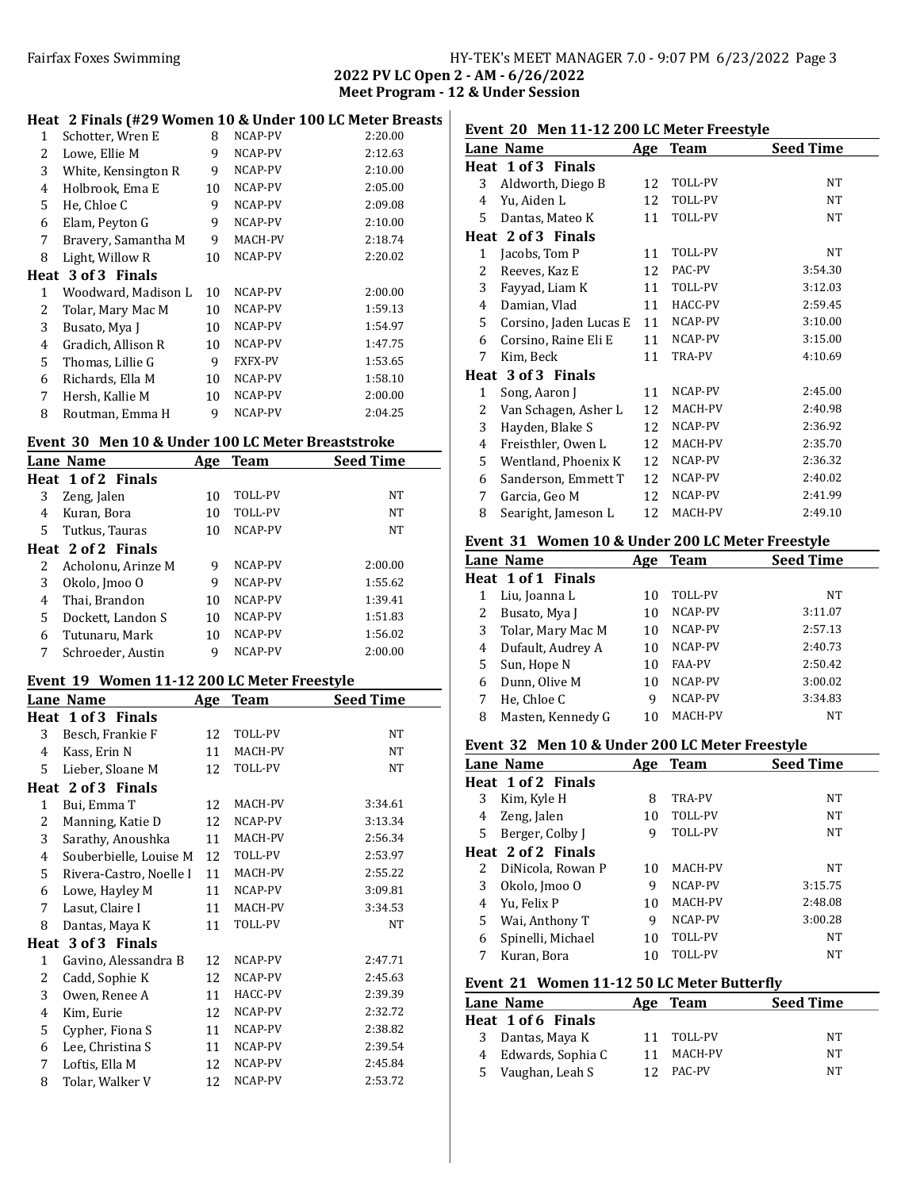### Heat 2 Finals (#29 Women 10 & Under 100 LC Meter Breaststroke)

| Lane | Name | Age | Team | Seed Time |
|---|---|---|---|---|
| 1 | Schotter, Wren E | 8 | NCAP-PV | 2:20.00 |
| 2 | Lowe, Ellie M | 9 | NCAP-PV | 2:12.63 |
| 3 | White, Kensington R | 9 | NCAP-PV | 2:10.00 |
| 4 | Holbrook, Ema E | 10 | NCAP-PV | 2:05.00 |
| 5 | He, Chloe C | 9 | NCAP-PV | 2:09.08 |
| 6 | Elam, Peyton G | 9 | NCAP-PV | 2:10.00 |
| 7 | Bravery, Samantha M | 9 | MACH-PV | 2:18.74 |
| 8 | Light, Willow R | 10 | NCAP-PV | 2:20.02 |
| **Heat 3 of 3 Finals** | | | | |
| 1 | Woodward, Madison L | 10 | NCAP-PV | 2:00.00 |
| 2 | Tolar, Mary Mac M | 10 | NCAP-PV | 1:59.13 |
| 3 | Busato, Mya J | 10 | NCAP-PV | 1:54.97 |
| 4 | Gradich, Allison R | 10 | NCAP-PV | 1:47.75 |
| 5 | Thomas, Lillie G | 9 | FXFX-PV | 1:53.65 |
| 6 | Richards, Ella M | 10 | NCAP-PV | 1:58.10 |
| 7 | Hersh, Kallie M | 10 | NCAP-PV | 2:00.00 |
| 8 | Routman, Emma H | 9 | NCAP-PV | 2:04.25 |

### Event 30 Men 10 & Under 100 LC Meter Breaststroke

| Lane | Name | Age | Team | Seed Time |
|---|---|---|---|---|
| **Heat 1 of 2 Finals** | | | | |
| 3 | Zeng, Jalen | 10 | TOLL-PV | NT |
| 4 | Kuran, Bora | 10 | TOLL-PV | NT |
| 5 | Tutkus, Tauras | 10 | NCAP-PV | NT |
| **Heat 2 of 2 Finals** | | | | |
| 2 | Acholonu, Arinze M | 9 | NCAP-PV | 2:00.00 |
| 3 | Okolo, Jmoo O | 9 | NCAP-PV | 1:55.62 |
| 4 | Thai, Brandon | 10 | NCAP-PV | 1:39.41 |
| 5 | Dockett, Landon S | 10 | NCAP-PV | 1:51.83 |
| 6 | Tutunaru, Mark | 10 | NCAP-PV | 1:56.02 |
| 7 | Schroeder, Austin | 9 | NCAP-PV | 2:00.00 |

### Event 19 Women 11-12 200 LC Meter Freestyle

| Lane | Name | Age | Team | Seed Time |
|---|---|---|---|---|
| **Heat 1 of 3 Finals** | | | | |
| 3 | Besch, Frankie F | 12 | TOLL-PV | NT |
| 4 | Kass, Erin N | 11 | MACH-PV | NT |
| 5 | Lieber, Sloane M | 12 | TOLL-PV | NT |
| **Heat 2 of 3 Finals** | | | | |
| 1 | Bui, Emma T | 12 | MACH-PV | 3:34.61 |
| 2 | Manning, Katie D | 12 | NCAP-PV | 3:13.34 |
| 3 | Sarathy, Anoushka | 11 | MACH-PV | 2:56.34 |
| 4 | Souberbielle, Louise M | 12 | TOLL-PV | 2:53.97 |
| 5 | Rivera-Castro, Noelle I | 11 | MACH-PV | 2:55.22 |
| 6 | Lowe, Hayley M | 11 | NCAP-PV | 3:09.81 |
| 7 | Lasut, Claire I | 11 | MACH-PV | 3:34.53 |
| 8 | Dantas, Maya K | 11 | TOLL-PV | NT |
| **Heat 3 of 3 Finals** | | | | |
| 1 | Gavino, Alessandra B | 12 | NCAP-PV | 2:47.71 |
| 2 | Cadd, Sophie K | 12 | NCAP-PV | 2:45.63 |
| 3 | Owen, Renee A | 11 | HACC-PV | 2:39.39 |
| 4 | Kim, Eurie | 12 | NCAP-PV | 2:32.72 |
| 5 | Cypher, Fiona S | 11 | NCAP-PV | 2:38.82 |
| 6 | Lee, Christina S | 11 | NCAP-PV | 2:39.54 |
| 7 | Loftis, Ella M | 12 | NCAP-PV | 2:45.84 |
| 8 | Tolar, Walker V | 12 | NCAP-PV | 2:53.72 |

### Event 20 Men 11-12 200 LC Meter Freestyle

| Lane | Name | Age | Team | Seed Time |
|---|---|---|---|---|
| **Heat 1 of 3 Finals** | | | | |
| 3 | Aldworth, Diego B | 12 | TOLL-PV | NT |
| 4 | Yu, Aiden L | 12 | TOLL-PV | NT |
| 5 | Dantas, Mateo K | 11 | TOLL-PV | NT |
| **Heat 2 of 3 Finals** | | | | |
| 1 | Jacobs, Tom P | 11 | TOLL-PV | NT |
| 2 | Reeves, Kaz E | 12 | PAC-PV | 3:54.30 |
| 3 | Fayyad, Liam K | 11 | TOLL-PV | 3:12.03 |
| 4 | Damian, Vlad | 11 | HACC-PV | 2:59.45 |
| 5 | Corsino, Jaden Lucas E | 11 | NCAP-PV | 3:10.00 |
| 6 | Corsino, Raine Eli E | 11 | NCAP-PV | 3:15.00 |
| 7 | Kim, Beck | 11 | TRA-PV | 4:10.69 |
| **Heat 3 of 3 Finals** | | | | |
| 1 | Song, Aaron J | 11 | NCAP-PV | 2:45.00 |
| 2 | Van Schagen, Asher L | 12 | MACH-PV | 2:40.98 |
| 3 | Hayden, Blake S | 12 | NCAP-PV | 2:36.92 |
| 4 | Freisthler, Owen L | 12 | MACH-PV | 2:35.70 |
| 5 | Wentland, Phoenix K | 12 | NCAP-PV | 2:36.32 |
| 6 | Sanderson, Emmett T | 12 | NCAP-PV | 2:40.02 |
| 7 | Garcia, Geo M | 12 | NCAP-PV | 2:41.99 |
| 8 | Searight, Jameson L | 12 | MACH-PV | 2:49.10 |

### Event 31 Women 10 & Under 200 LC Meter Freestyle

| Lane | Name | Age | Team | Seed Time |
|---|---|---|---|---|
| **Heat 1 of 1 Finals** | | | | |
| 1 | Liu, Joanna L | 10 | TOLL-PV | NT |
| 2 | Busato, Mya J | 10 | NCAP-PV | 3:11.07 |
| 3 | Tolar, Mary Mac M | 10 | NCAP-PV | 2:57.13 |
| 4 | Dufault, Audrey A | 10 | NCAP-PV | 2:40.73 |
| 5 | Sun, Hope N | 10 | FAA-PV | 2:50.42 |
| 6 | Dunn, Olive M | 10 | NCAP-PV | 3:00.02 |
| 7 | He, Chloe C | 9 | NCAP-PV | 3:34.83 |
| 8 | Masten, Kennedy G | 10 | MACH-PV | NT |

### Event 32 Men 10 & Under 200 LC Meter Freestyle

| Lane | Name | Age | Team | Seed Time |
|---|---|---|---|---|
| **Heat 1 of 2 Finals** | | | | |
| 3 | Kim, Kyle H | 8 | TRA-PV | NT |
| 4 | Zeng, Jalen | 10 | TOLL-PV | NT |
| 5 | Berger, Colby J | 9 | TOLL-PV | NT |
| **Heat 2 of 2 Finals** | | | | |
| 2 | DiNicola, Rowan P | 10 | MACH-PV | NT |
| 3 | Okolo, Jmoo O | 9 | NCAP-PV | 3:15.75 |
| 4 | Yu, Felix P | 10 | MACH-PV | 2:48.08 |
| 5 | Wai, Anthony T | 9 | NCAP-PV | 3:00.28 |
| 6 | Spinelli, Michael | 10 | TOLL-PV | NT |
| 7 | Kuran, Bora | 10 | TOLL-PV | NT |

### Event 21 Women 11-12 50 LC Meter Butterfly

| Lane | Name | Age | Team | Seed Time |
|---|---|---|---|---|
| **Heat 1 of 6 Finals** | | | | |
| 3 | Dantas, Maya K | 11 | TOLL-PV | NT |
| 4 | Edwards, Sophia C | 11 | MACH-PV | NT |
| 5 | Vaughan, Leah S | 12 | PAC-PV | NT |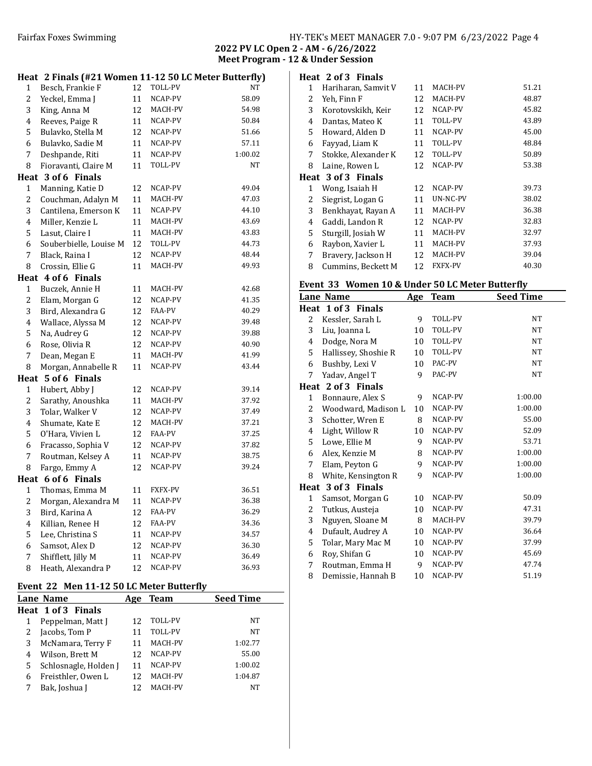## 2022 PV LC Open 2 - AM - 6/26/2022
## Meet Program - 12 & Under Session

### Heat 2 Finals (#21 Women 11-12 50 LC Meter Butterfly)

| Lane | Name | Age | Team | Seed Time |
|---|---|---|---|---|
| 1 | Besch, Frankie F | 12 | TOLL-PV | NT |
| 2 | Yeckel, Emma J | 11 | NCAP-PV | 58.09 |
| 3 | King, Anna M | 12 | MACH-PV | 54.98 |
| 4 | Reeves, Paige R | 11 | NCAP-PV | 50.84 |
| 5 | Bulavko, Stella M | 12 | NCAP-PV | 51.66 |
| 6 | Bulavko, Sadie M | 11 | NCAP-PV | 57.11 |
| 7 | Deshpande, Riti | 11 | NCAP-PV | 1:00.02 |
| 8 | Fioravanti, Claire M | 11 | TOLL-PV | NT |

### Heat 3 of 6 Finals

| Lane | Name | Age | Team | Seed Time |
|---|---|---|---|---|
| 1 | Manning, Katie D | 12 | NCAP-PV | 49.04 |
| 2 | Couchman, Adalyn M | 11 | MACH-PV | 47.03 |
| 3 | Cantilena, Emerson K | 11 | NCAP-PV | 44.10 |
| 4 | Miller, Kenzie L | 11 | MACH-PV | 43.69 |
| 5 | Lasut, Claire I | 11 | MACH-PV | 43.83 |
| 6 | Souberbielle, Louise M | 12 | TOLL-PV | 44.73 |
| 7 | Black, Raina I | 12 | NCAP-PV | 48.44 |
| 8 | Crossin, Ellie G | 11 | MACH-PV | 49.93 |

### Heat 4 of 6 Finals

| Lane | Name | Age | Team | Seed Time |
|---|---|---|---|---|
| 1 | Buczek, Annie H | 11 | MACH-PV | 42.68 |
| 2 | Elam, Morgan G | 12 | NCAP-PV | 41.35 |
| 3 | Bird, Alexandra G | 12 | FAA-PV | 40.29 |
| 4 | Wallace, Alyssa M | 12 | NCAP-PV | 39.48 |
| 5 | Na, Audrey G | 12 | NCAP-PV | 39.88 |
| 6 | Rose, Olivia R | 12 | NCAP-PV | 40.90 |
| 7 | Dean, Megan E | 11 | MACH-PV | 41.99 |
| 8 | Morgan, Annabelle R | 11 | NCAP-PV | 43.44 |

### Heat 5 of 6 Finals

| Lane | Name | Age | Team | Seed Time |
|---|---|---|---|---|
| 1 | Hubert, Abby J | 12 | NCAP-PV | 39.14 |
| 2 | Sarathy, Anoushka | 11 | MACH-PV | 37.92 |
| 3 | Tolar, Walker V | 12 | NCAP-PV | 37.49 |
| 4 | Shumate, Kate E | 12 | MACH-PV | 37.21 |
| 5 | O'Hara, Vivien L | 12 | FAA-PV | 37.25 |
| 6 | Fracasso, Sophia V | 12 | NCAP-PV | 37.82 |
| 7 | Routman, Kelsey A | 11 | NCAP-PV | 38.75 |
| 8 | Fargo, Emmy A | 12 | NCAP-PV | 39.24 |

### Heat 6 of 6 Finals

| Lane | Name | Age | Team | Seed Time |
|---|---|---|---|---|
| 1 | Thomas, Emma M | 11 | FXFX-PV | 36.51 |
| 2 | Morgan, Alexandra M | 11 | NCAP-PV | 36.38 |
| 3 | Bird, Karina A | 12 | FAA-PV | 36.29 |
| 4 | Killian, Renee H | 12 | FAA-PV | 34.36 |
| 5 | Lee, Christina S | 11 | NCAP-PV | 34.57 |
| 6 | Samsot, Alex D | 12 | NCAP-PV | 36.30 |
| 7 | Shifflett, Jilly M | 11 | NCAP-PV | 36.49 |
| 8 | Heath, Alexandra P | 12 | NCAP-PV | 36.93 |

## Event 22 Men 11-12 50 LC Meter Butterfly

### Heat 1 of 3 Finals

| Lane | Name | Age | Team | Seed Time |
|---|---|---|---|---|
| 1 | Peppelman, Matt J | 12 | TOLL-PV | NT |
| 2 | Jacobs, Tom P | 11 | TOLL-PV | NT |
| 3 | McNamara, Terry F | 11 | MACH-PV | 1:02.77 |
| 4 | Wilson, Brett M | 12 | NCAP-PV | 55.00 |
| 5 | Schlosnagle, Holden J | 11 | NCAP-PV | 1:00.02 |
| 6 | Freisthler, Owen L | 12 | MACH-PV | 1:04.87 |
| 7 | Bak, Joshua J | 12 | MACH-PV | NT |

### Heat 2 of 3 Finals

| Lane | Name | Age | Team | Seed Time |
|---|---|---|---|---|
| 1 | Hariharan, Samvit V | 11 | MACH-PV | 51.21 |
| 2 | Yeh, Finn F | 12 | MACH-PV | 48.87 |
| 3 | Korotovskikh, Keir | 12 | NCAP-PV | 45.82 |
| 4 | Dantas, Mateo K | 11 | TOLL-PV | 43.89 |
| 5 | Howard, Alden D | 11 | NCAP-PV | 45.00 |
| 6 | Fayyad, Liam K | 11 | TOLL-PV | 48.84 |
| 7 | Stokke, Alexander K | 12 | TOLL-PV | 50.89 |
| 8 | Laine, Rowen L | 12 | NCAP-PV | 53.38 |

### Heat 3 of 3 Finals

| Lane | Name | Age | Team | Seed Time |
|---|---|---|---|---|
| 1 | Wong, Isaiah H | 12 | NCAP-PV | 39.73 |
| 2 | Siegrist, Logan G | 11 | UN-NC-PV | 38.02 |
| 3 | Benkhayat, Rayan A | 11 | MACH-PV | 36.38 |
| 4 | Gaddi, Landon R | 12 | NCAP-PV | 32.83 |
| 5 | Sturgill, Josiah W | 11 | MACH-PV | 32.97 |
| 6 | Raybon, Xavier L | 11 | MACH-PV | 37.93 |
| 7 | Bravery, Jackson H | 12 | MACH-PV | 39.04 |
| 8 | Cummins, Beckett M | 12 | FXFX-PV | 40.30 |

## Event 33 Women 10 & Under 50 LC Meter Butterfly

### Heat 1 of 3 Finals

| Lane | Name | Age | Team | Seed Time |
|---|---|---|---|---|
| 2 | Kessler, Sarah L | 9 | TOLL-PV | NT |
| 3 | Liu, Joanna L | 10 | TOLL-PV | NT |
| 4 | Dodge, Nora M | 10 | TOLL-PV | NT |
| 5 | Hallissey, Shoshie R | 10 | TOLL-PV | NT |
| 6 | Bushby, Lexi V | 10 | PAC-PV | NT |
| 7 | Yadav, Angel T | 9 | PAC-PV | NT |

### Heat 2 of 3 Finals

| Lane | Name | Age | Team | Seed Time |
|---|---|---|---|---|
| 1 | Bonnaure, Alex S | 9 | NCAP-PV | 1:00.00 |
| 2 | Woodward, Madison L | 10 | NCAP-PV | 1:00.00 |
| 3 | Schotter, Wren E | 8 | NCAP-PV | 55.00 |
| 4 | Light, Willow R | 10 | NCAP-PV | 52.09 |
| 5 | Lowe, Ellie M | 9 | NCAP-PV | 53.71 |
| 6 | Alex, Kenzie M | 8 | NCAP-PV | 1:00.00 |
| 7 | Elam, Peyton G | 9 | NCAP-PV | 1:00.00 |
| 8 | White, Kensington R | 9 | NCAP-PV | 1:00.00 |

### Heat 3 of 3 Finals

| Lane | Name | Age | Team | Seed Time |
|---|---|---|---|---|
| 1 | Samsot, Morgan G | 10 | NCAP-PV | 50.09 |
| 2 | Tutkus, Austeja | 10 | NCAP-PV | 47.31 |
| 3 | Nguyen, Sloane M | 8 | MACH-PV | 39.79 |
| 4 | Dufault, Audrey A | 10 | NCAP-PV | 36.64 |
| 5 | Tolar, Mary Mac M | 10 | NCAP-PV | 37.99 |
| 6 | Roy, Shifan G | 10 | NCAP-PV | 45.69 |
| 7 | Routman, Emma H | 9 | NCAP-PV | 47.74 |
| 8 | Demissie, Hannah B | 10 | NCAP-PV | 51.19 |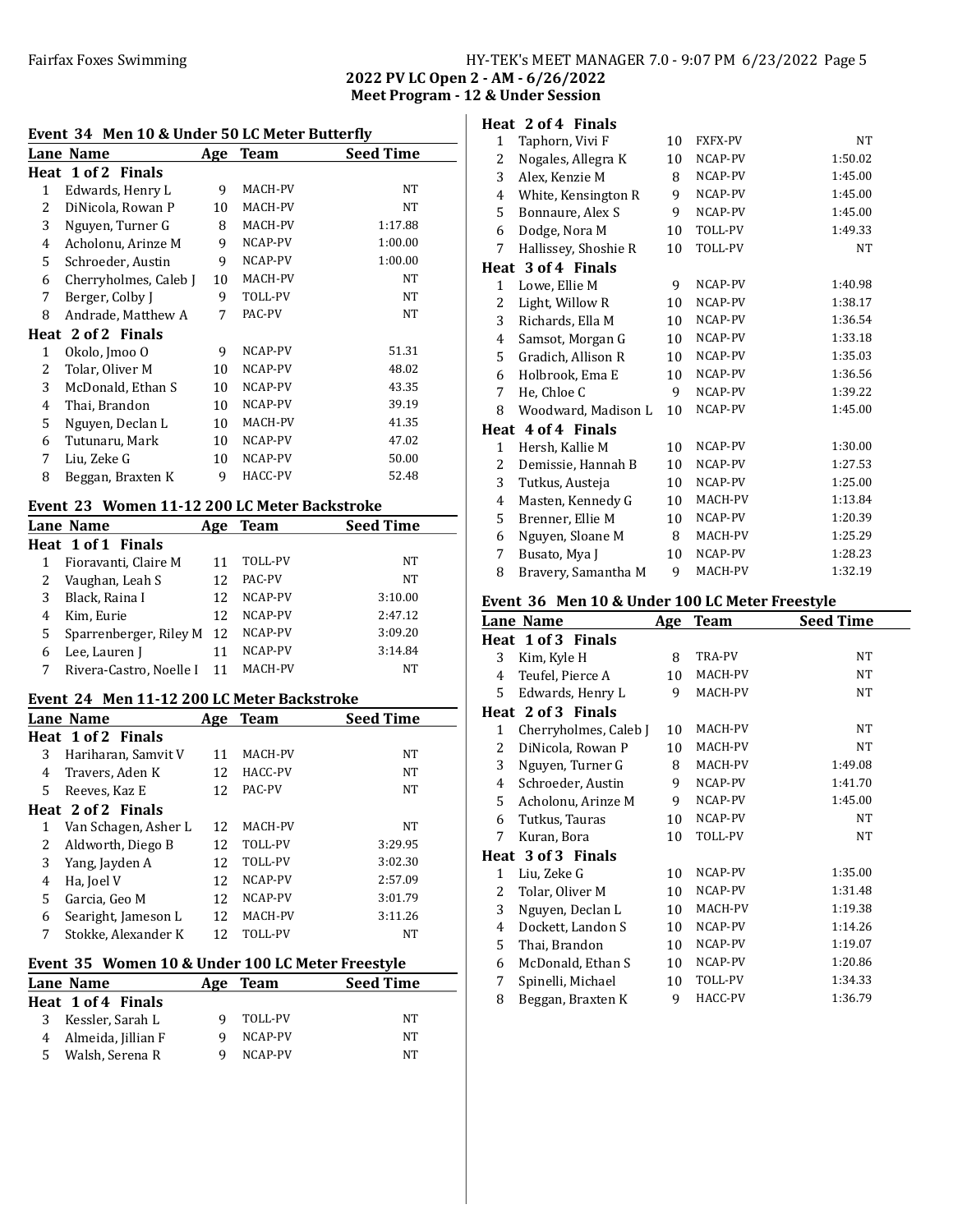## 2022 PV LC Open 2 - AM - 6/26/2022
### Meet Program - 12 & Under Session

### Event 34 Men 10 & Under 50 LC Meter Butterfly

| Lane | Name | Age | Team | Seed Time |
|---|---|---|---|---|
| **Heat 1 of 2 Finals** | | | | |
| 1 | Edwards, Henry L | 9 | MACH-PV | NT |
| 2 | DiNicola, Rowan P | 10 | MACH-PV | NT |
| 3 | Nguyen, Turner G | 8 | MACH-PV | 1:17.88 |
| 4 | Acholonu, Arinze M | 9 | NCAP-PV | 1:00.00 |
| 5 | Schroeder, Austin | 9 | NCAP-PV | 1:00.00 |
| 6 | Cherryholmes, Caleb J | 10 | MACH-PV | NT |
| 7 | Berger, Colby J | 9 | TOLL-PV | NT |
| 8 | Andrade, Matthew A | 7 | PAC-PV | NT |
| **Heat 2 of 2 Finals** | | | | |
| 1 | Okolo, Jmoo O | 9 | NCAP-PV | 51.31 |
| 2 | Tolar, Oliver M | 10 | NCAP-PV | 48.02 |
| 3 | McDonald, Ethan S | 10 | NCAP-PV | 43.35 |
| 4 | Thai, Brandon | 10 | NCAP-PV | 39.19 |
| 5 | Nguyen, Declan L | 10 | MACH-PV | 41.35 |
| 6 | Tutunaru, Mark | 10 | NCAP-PV | 47.02 |
| 7 | Liu, Zeke G | 10 | NCAP-PV | 50.00 |
| 8 | Beggan, Braxten K | 9 | HACC-PV | 52.48 |

### Event 23 Women 11-12 200 LC Meter Backstroke

| Lane | Name | Age | Team | Seed Time |
|---|---|---|---|---|
| **Heat 1 of 1 Finals** | | | | |
| 1 | Fioravanti, Claire M | 11 | TOLL-PV | NT |
| 2 | Vaughan, Leah S | 12 | PAC-PV | NT |
| 3 | Black, Raina I | 12 | NCAP-PV | 3:10.00 |
| 4 | Kim, Eurie | 12 | NCAP-PV | 2:47.12 |
| 5 | Sparrenberger, Riley M | 12 | NCAP-PV | 3:09.20 |
| 6 | Lee, Lauren J | 11 | NCAP-PV | 3:14.84 |
| 7 | Rivera-Castro, Noelle I | 11 | MACH-PV | NT |

### Event 24 Men 11-12 200 LC Meter Backstroke

| Lane | Name | Age | Team | Seed Time |
|---|---|---|---|---|
| **Heat 1 of 2 Finals** | | | | |
| 3 | Hariharan, Samvit V | 11 | MACH-PV | NT |
| 4 | Travers, Aden K | 12 | HACC-PV | NT |
| 5 | Reeves, Kaz E | 12 | PAC-PV | NT |
| **Heat 2 of 2 Finals** | | | | |
| 1 | Van Schagen, Asher L | 12 | MACH-PV | NT |
| 2 | Aldworth, Diego B | 12 | TOLL-PV | 3:29.95 |
| 3 | Yang, Jayden A | 12 | TOLL-PV | 3:02.30 |
| 4 | Ha, Joel V | 12 | NCAP-PV | 2:57.09 |
| 5 | Garcia, Geo M | 12 | NCAP-PV | 3:01.79 |
| 6 | Searight, Jameson L | 12 | MACH-PV | 3:11.26 |
| 7 | Stokke, Alexander K | 12 | TOLL-PV | NT |

### Event 35 Women 10 & Under 100 LC Meter Freestyle

| Lane | Name | Age | Team | Seed Time |
|---|---|---|---|---|
| **Heat 1 of 4 Finals** | | | | |
| 3 | Kessler, Sarah L | 9 | TOLL-PV | NT |
| 4 | Almeida, Jillian F | 9 | NCAP-PV | NT |
| 5 | Walsh, Serena R | 9 | NCAP-PV | NT |
| **Heat 2 of 4 Finals** | | | | |
| 1 | Taphorn, Vivi F | 10 | FXFX-PV | NT |
| 2 | Nogales, Allegra K | 10 | NCAP-PV | 1:50.02 |
| 3 | Alex, Kenzie M | 8 | NCAP-PV | 1:45.00 |
| 4 | White, Kensington R | 9 | NCAP-PV | 1:45.00 |
| 5 | Bonnaure, Alex S | 9 | NCAP-PV | 1:45.00 |
| 6 | Dodge, Nora M | 10 | TOLL-PV | 1:49.33 |
| 7 | Hallissey, Shoshie R | 10 | TOLL-PV | NT |
| **Heat 3 of 4 Finals** | | | | |
| 1 | Lowe, Ellie M | 9 | NCAP-PV | 1:40.98 |
| 2 | Light, Willow R | 10 | NCAP-PV | 1:38.17 |
| 3 | Richards, Ella M | 10 | NCAP-PV | 1:36.54 |
| 4 | Samsot, Morgan G | 10 | NCAP-PV | 1:33.18 |
| 5 | Gradich, Allison R | 10 | NCAP-PV | 1:35.03 |
| 6 | Holbrook, Ema E | 10 | NCAP-PV | 1:36.56 |
| 7 | He, Chloe C | 9 | NCAP-PV | 1:39.22 |
| 8 | Woodward, Madison L | 10 | NCAP-PV | 1:45.00 |
| **Heat 4 of 4 Finals** | | | | |
| 1 | Hersh, Kallie M | 10 | NCAP-PV | 1:30.00 |
| 2 | Demissie, Hannah B | 10 | NCAP-PV | 1:27.53 |
| 3 | Tutkus, Austeja | 10 | NCAP-PV | 1:25.00 |
| 4 | Masten, Kennedy G | 10 | MACH-PV | 1:13.84 |
| 5 | Brenner, Ellie M | 10 | NCAP-PV | 1:20.39 |
| 6 | Nguyen, Sloane M | 8 | MACH-PV | 1:25.29 |
| 7 | Busato, Mya J | 10 | NCAP-PV | 1:28.23 |
| 8 | Bravery, Samantha M | 9 | MACH-PV | 1:32.19 |

### Event 36 Men 10 & Under 100 LC Meter Freestyle

| Lane | Name | Age | Team | Seed Time |
|---|---|---|---|---|
| **Heat 1 of 3 Finals** | | | | |
| 3 | Kim, Kyle H | 8 | TRA-PV | NT |
| 4 | Teufel, Pierce A | 10 | MACH-PV | NT |
| 5 | Edwards, Henry L | 9 | MACH-PV | NT |
| **Heat 2 of 3 Finals** | | | | |
| 1 | Cherryholmes, Caleb J | 10 | MACH-PV | NT |
| 2 | DiNicola, Rowan P | 10 | MACH-PV | NT |
| 3 | Nguyen, Turner G | 8 | MACH-PV | 1:49.08 |
| 4 | Schroeder, Austin | 9 | NCAP-PV | 1:41.70 |
| 5 | Acholonu, Arinze M | 9 | NCAP-PV | 1:45.00 |
| 6 | Tutkus, Tauras | 10 | NCAP-PV | NT |
| 7 | Kuran, Bora | 10 | TOLL-PV | NT |
| **Heat 3 of 3 Finals** | | | | |
| 1 | Liu, Zeke G | 10 | NCAP-PV | 1:35.00 |
| 2 | Tolar, Oliver M | 10 | NCAP-PV | 1:31.48 |
| 3 | Nguyen, Declan L | 10 | MACH-PV | 1:19.38 |
| 4 | Dockett, Landon S | 10 | NCAP-PV | 1:14.26 |
| 5 | Thai, Brandon | 10 | NCAP-PV | 1:19.07 |
| 6 | McDonald, Ethan S | 10 | NCAP-PV | 1:20.86 |
| 7 | Spinelli, Michael | 10 | TOLL-PV | 1:34.33 |
| 8 | Beggan, Braxten K | 9 | HACC-PV | 1:36.79 |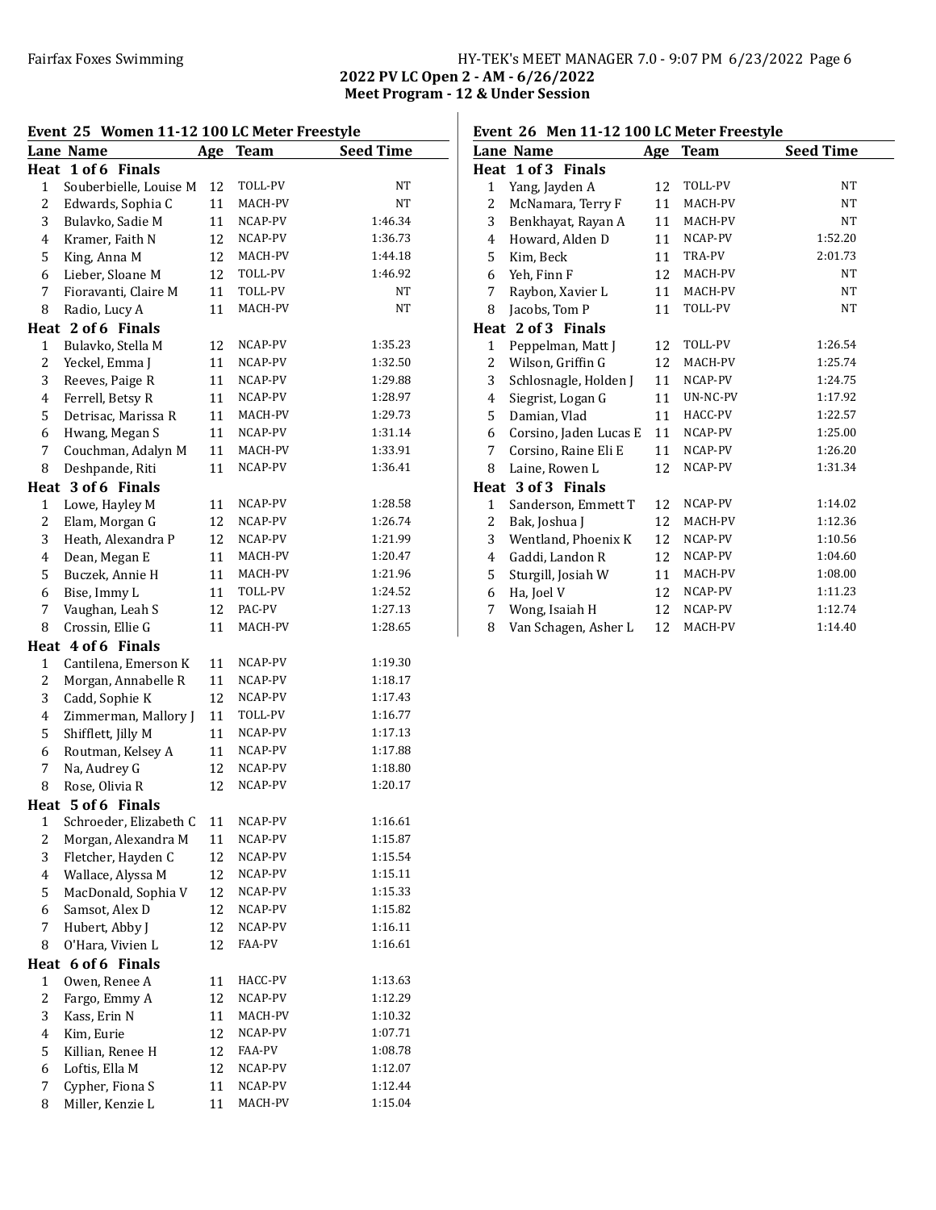Fairfax Foxes Swimming

HY-TEK's MEET MANAGER 7.0 - 9:07 PM 6/23/2022

## 2022 PV LC Open 2 - AM - 6/26/2022

## Meet Program - 12 & Under Session

### Event 25 Women 11-12 100 LC Meter Freestyle

| Lane | Name | Age | Team | Seed Time |
|---|---|---|---|---|
| **Heat 1 of 6 Finals** | | | | |
| 1 | Souberbielle, Louise M | 12 | TOLL-PV | NT |
| 2 | Edwards, Sophia C | 11 | MACH-PV | NT |
| 3 | Bulavko, Sadie M | 11 | NCAP-PV | 1:46.34 |
| 4 | Kramer, Faith N | 12 | NCAP-PV | 1:36.73 |
| 5 | King, Anna M | 12 | MACH-PV | 1:44.18 |
| 6 | Lieber, Sloane M | 12 | TOLL-PV | 1:46.92 |
| 7 | Fioravanti, Claire M | 11 | TOLL-PV | NT |
| 8 | Radio, Lucy A | 11 | MACH-PV | NT |
| **Heat 2 of 6 Finals** | | | | |
| 1 | Bulavko, Stella M | 12 | NCAP-PV | 1:35.23 |
| 2 | Yeckel, Emma J | 11 | NCAP-PV | 1:32.50 |
| 3 | Reeves, Paige R | 11 | NCAP-PV | 1:29.88 |
| 4 | Ferrell, Betsy R | 11 | NCAP-PV | 1:28.97 |
| 5 | Detrisac, Marissa R | 11 | MACH-PV | 1:29.73 |
| 6 | Hwang, Megan S | 11 | NCAP-PV | 1:31.14 |
| 7 | Couchman, Adalyn M | 11 | MACH-PV | 1:33.91 |
| 8 | Deshpande, Riti | 11 | NCAP-PV | 1:36.41 |
| **Heat 3 of 6 Finals** | | | | |
| 1 | Lowe, Hayley M | 11 | NCAP-PV | 1:28.58 |
| 2 | Elam, Morgan G | 12 | NCAP-PV | 1:26.74 |
| 3 | Heath, Alexandra P | 12 | NCAP-PV | 1:21.99 |
| 4 | Dean, Megan E | 11 | MACH-PV | 1:20.47 |
| 5 | Buczek, Annie H | 11 | MACH-PV | 1:21.96 |
| 6 | Bise, Immy L | 11 | TOLL-PV | 1:24.52 |
| 7 | Vaughan, Leah S | 12 | PAC-PV | 1:27.13 |
| 8 | Crossin, Ellie G | 11 | MACH-PV | 1:28.65 |
| **Heat 4 of 6 Finals** | | | | |
| 1 | Cantilena, Emerson K | 11 | NCAP-PV | 1:19.30 |
| 2 | Morgan, Annabelle R | 11 | NCAP-PV | 1:18.17 |
| 3 | Cadd, Sophie K | 12 | NCAP-PV | 1:17.43 |
| 4 | Zimmerman, Mallory J | 11 | TOLL-PV | 1:16.77 |
| 5 | Shifflett, Jilly M | 11 | NCAP-PV | 1:17.13 |
| 6 | Routman, Kelsey A | 11 | NCAP-PV | 1:17.88 |
| 7 | Na, Audrey G | 12 | NCAP-PV | 1:18.80 |
| 8 | Rose, Olivia R | 12 | NCAP-PV | 1:20.17 |
| **Heat 5 of 6 Finals** | | | | |
| 1 | Schroeder, Elizabeth C | 11 | NCAP-PV | 1:16.61 |
| 2 | Morgan, Alexandra M | 11 | NCAP-PV | 1:15.87 |
| 3 | Fletcher, Hayden C | 12 | NCAP-PV | 1:15.54 |
| 4 | Wallace, Alyssa M | 12 | NCAP-PV | 1:15.11 |
| 5 | MacDonald, Sophia V | 12 | NCAP-PV | 1:15.33 |
| 6 | Samsot, Alex D | 12 | NCAP-PV | 1:15.82 |
| 7 | Hubert, Abby J | 12 | NCAP-PV | 1:16.11 |
| 8 | O'Hara, Vivien L | 12 | FAA-PV | 1:16.61 |
| **Heat 6 of 6 Finals** | | | | |
| 1 | Owen, Renee A | 11 | HACC-PV | 1:13.63 |
| 2 | Fargo, Emmy A | 12 | NCAP-PV | 1:12.29 |
| 3 | Kass, Erin N | 11 | MACH-PV | 1:10.32 |
| 4 | Kim, Eurie | 12 | NCAP-PV | 1:07.71 |
| 5 | Killian, Renee H | 12 | FAA-PV | 1:08.78 |
| 6 | Loftis, Ella M | 12 | NCAP-PV | 1:12.07 |
| 7 | Cypher, Fiona S | 11 | NCAP-PV | 1:12.44 |
| 8 | Miller, Kenzie L | 11 | MACH-PV | 1:15.04 |

### Event 26 Men 11-12 100 LC Meter Freestyle

| Lane | Name | Age | Team | Seed Time |
|---|---|---|---|---|
| **Heat 1 of 3 Finals** | | | | |
| 1 | Yang, Jayden A | 12 | TOLL-PV | NT |
| 2 | McNamara, Terry F | 11 | MACH-PV | NT |
| 3 | Benkhayat, Rayan A | 11 | MACH-PV | NT |
| 4 | Howard, Alden D | 11 | NCAP-PV | 1:52.20 |
| 5 | Kim, Beck | 11 | TRA-PV | 2:01.73 |
| 6 | Yeh, Finn F | 12 | MACH-PV | NT |
| 7 | Raybon, Xavier L | 11 | MACH-PV | NT |
| 8 | Jacobs, Tom P | 11 | TOLL-PV | NT |
| **Heat 2 of 3 Finals** | | | | |
| 1 | Peppelman, Matt J | 12 | TOLL-PV | 1:26.54 |
| 2 | Wilson, Griffin G | 12 | MACH-PV | 1:25.74 |
| 3 | Schlosnagle, Holden J | 11 | NCAP-PV | 1:24.75 |
| 4 | Siegrist, Logan G | 11 | UN-NC-PV | 1:17.92 |
| 5 | Damian, Vlad | 11 | HACC-PV | 1:22.57 |
| 6 | Corsino, Jaden Lucas E | 11 | NCAP-PV | 1:25.00 |
| 7 | Corsino, Raine Eli E | 11 | NCAP-PV | 1:26.20 |
| 8 | Laine, Rowen L | 12 | NCAP-PV | 1:31.34 |
| **Heat 3 of 3 Finals** | | | | |
| 1 | Sanderson, Emmett T | 12 | NCAP-PV | 1:14.02 |
| 2 | Bak, Joshua J | 12 | MACH-PV | 1:12.36 |
| 3 | Wentland, Phoenix K | 12 | NCAP-PV | 1:10.56 |
| 4 | Gaddi, Landon R | 12 | NCAP-PV | 1:04.60 |
| 5 | Sturgill, Josiah W | 11 | MACH-PV | 1:08.00 |
| 6 | Ha, Joel V | 12 | NCAP-PV | 1:11.23 |
| 7 | Wong, Isaiah H | 12 | NCAP-PV | 1:12.74 |
| 8 | Van Schagen, Asher L | 12 | MACH-PV | 1:14.40 |